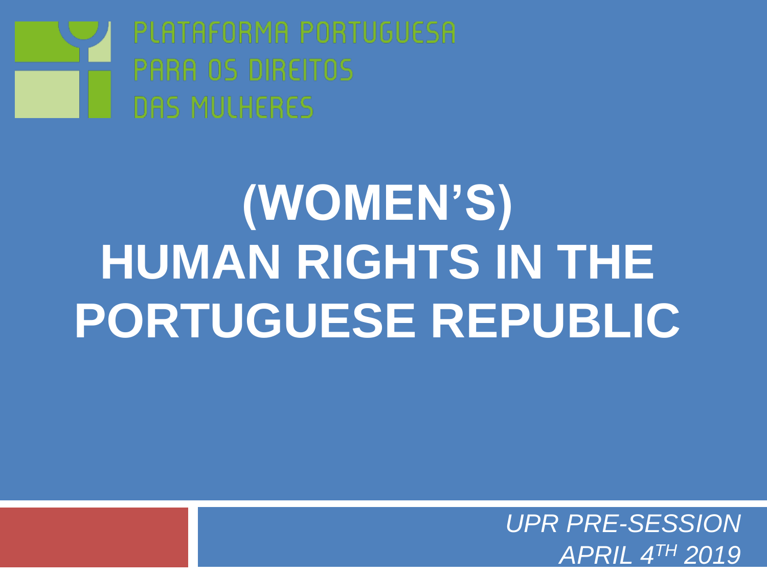PLATAFORMA PORTUGUESA PARA OS DIREITOS DAS MULHERES

# (WOMEN'S) HUMAN RIGHTS IN THE PORTUGUESE REPUBLIC

*UPR PRE-SESSION*
*APRIL 4TH 2019*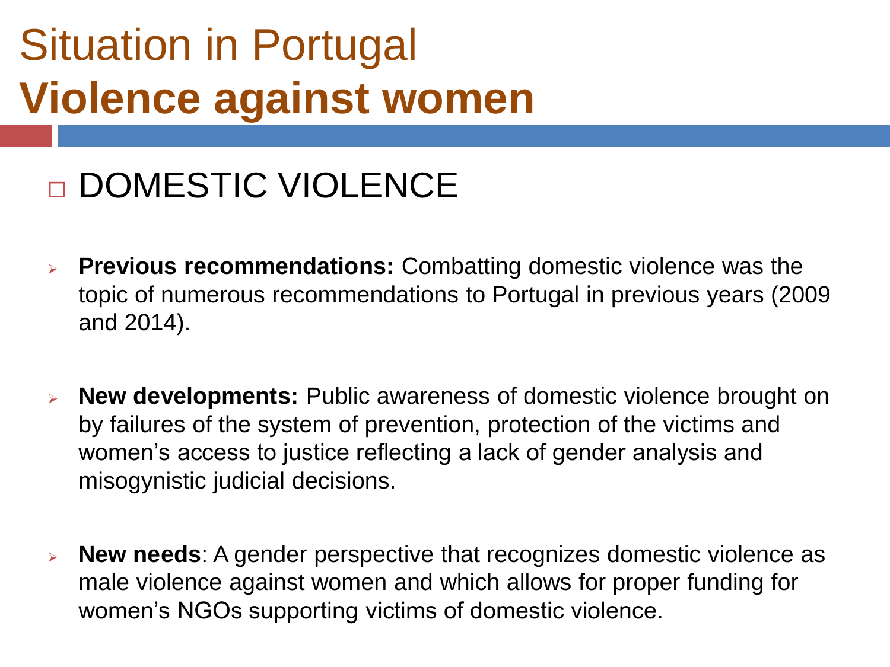# Situation in Portugal
# **Violence against women**

## DOMESTIC VIOLENCE

- **Previous recommendations:** Combatting domestic violence was the topic of numerous recommendations to Portugal in previous years (2009 and 2014).

- **New developments:** Public awareness of domestic violence brought on by failures of the system of prevention, protection of the victims and women's access to justice reflecting a lack of gender analysis and misogynistic judicial decisions.

- **New needs**: A gender perspective that recognizes domestic violence as male violence against women and which allows for proper funding for women's NGOs supporting victims of domestic violence.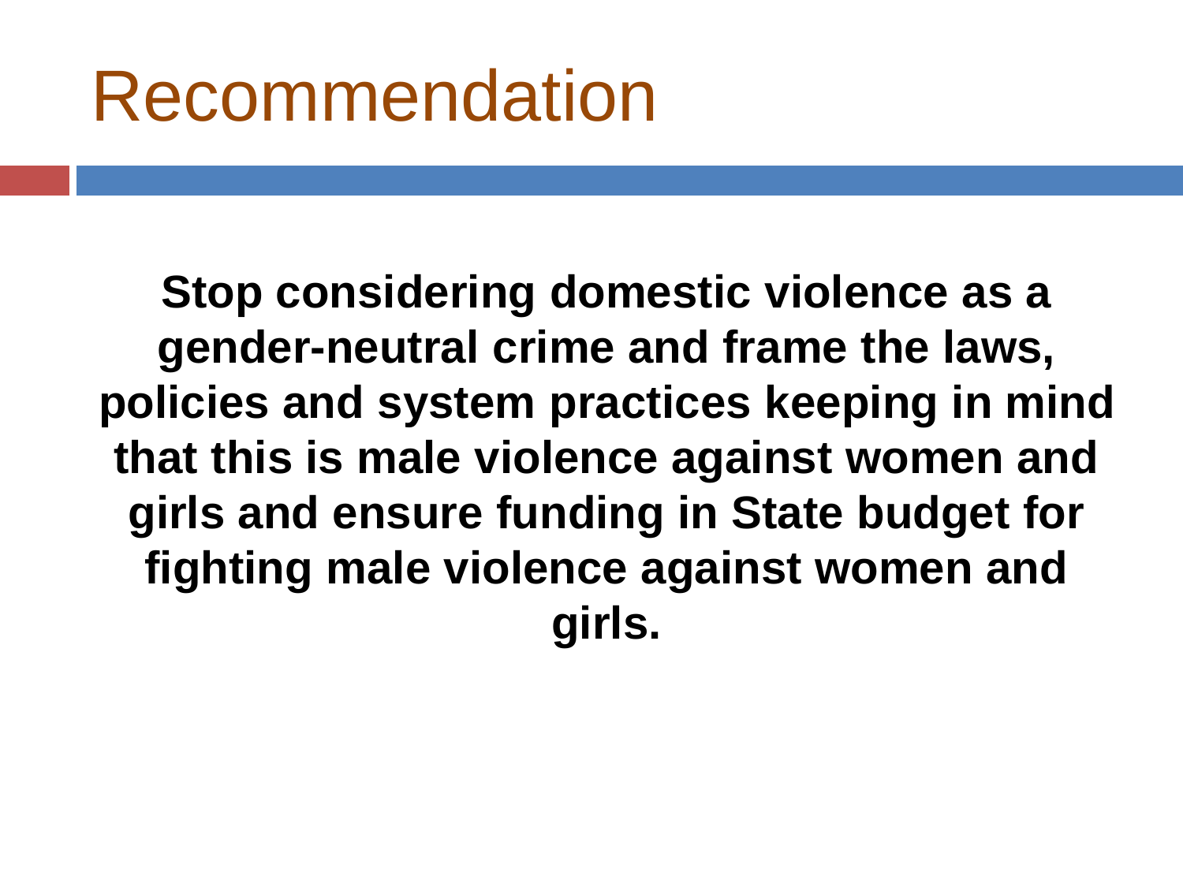# Recommendation

**Stop considering domestic violence as a gender-neutral crime and frame the laws, policies and system practices keeping in mind that this is male violence against women and girls and ensure funding in State budget for fighting male violence against women and girls.**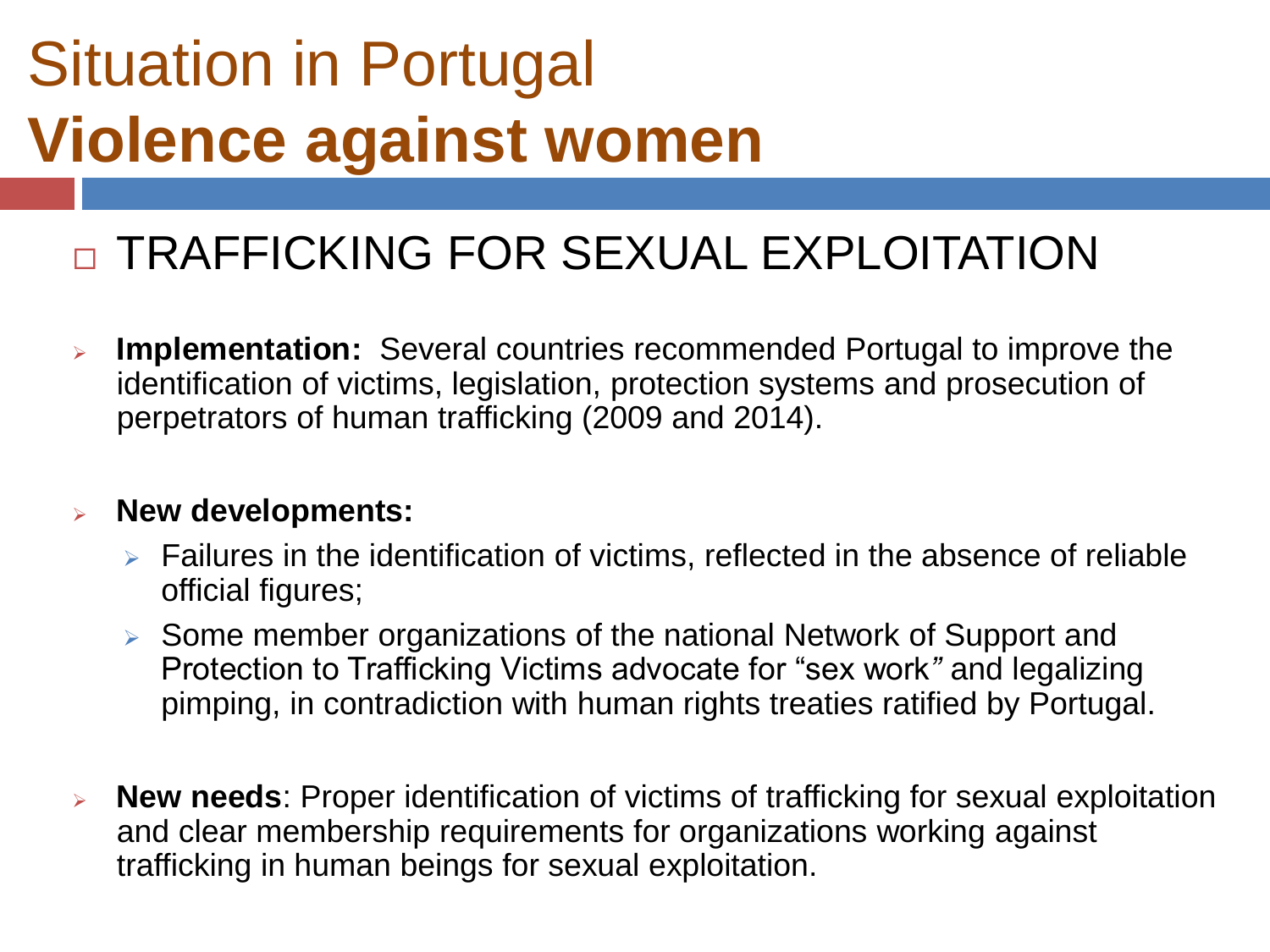# Situation in Portugal
# **Violence against women**

## TRAFFICKING FOR SEXUAL EXPLOITATION

- **Implementation:** Several countries recommended Portugal to improve the identification of victims, legislation, protection systems and prosecution of perpetrators of human trafficking (2009 and 2014).

- **New developments:**
  - Failures in the identification of victims, reflected in the absence of reliable official figures;
  - Some member organizations of the national Network of Support and Protection to Trafficking Victims advocate for "sex work" and legalizing pimping, in contradiction with human rights treaties ratified by Portugal.

- **New needs**: Proper identification of victims of trafficking for sexual exploitation and clear membership requirements for organizations working against trafficking in human beings for sexual exploitation.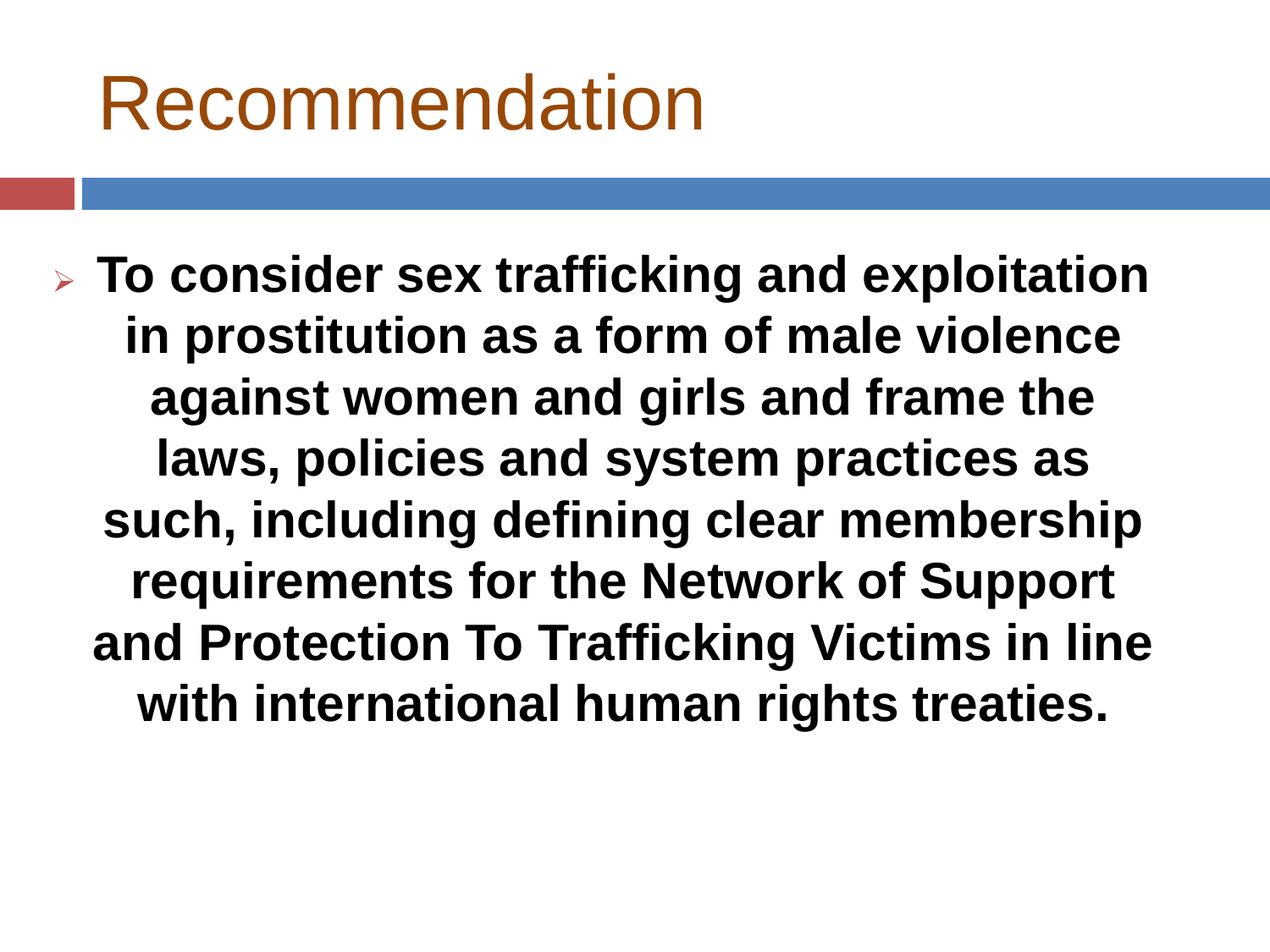# Recommendation

- **To consider sex trafficking and exploitation in prostitution as a form of male violence against women and girls and frame the laws, policies and system practices as such, including defining clear membership requirements for the Network of Support and Protection To Trafficking Victims in line with international human rights treaties.**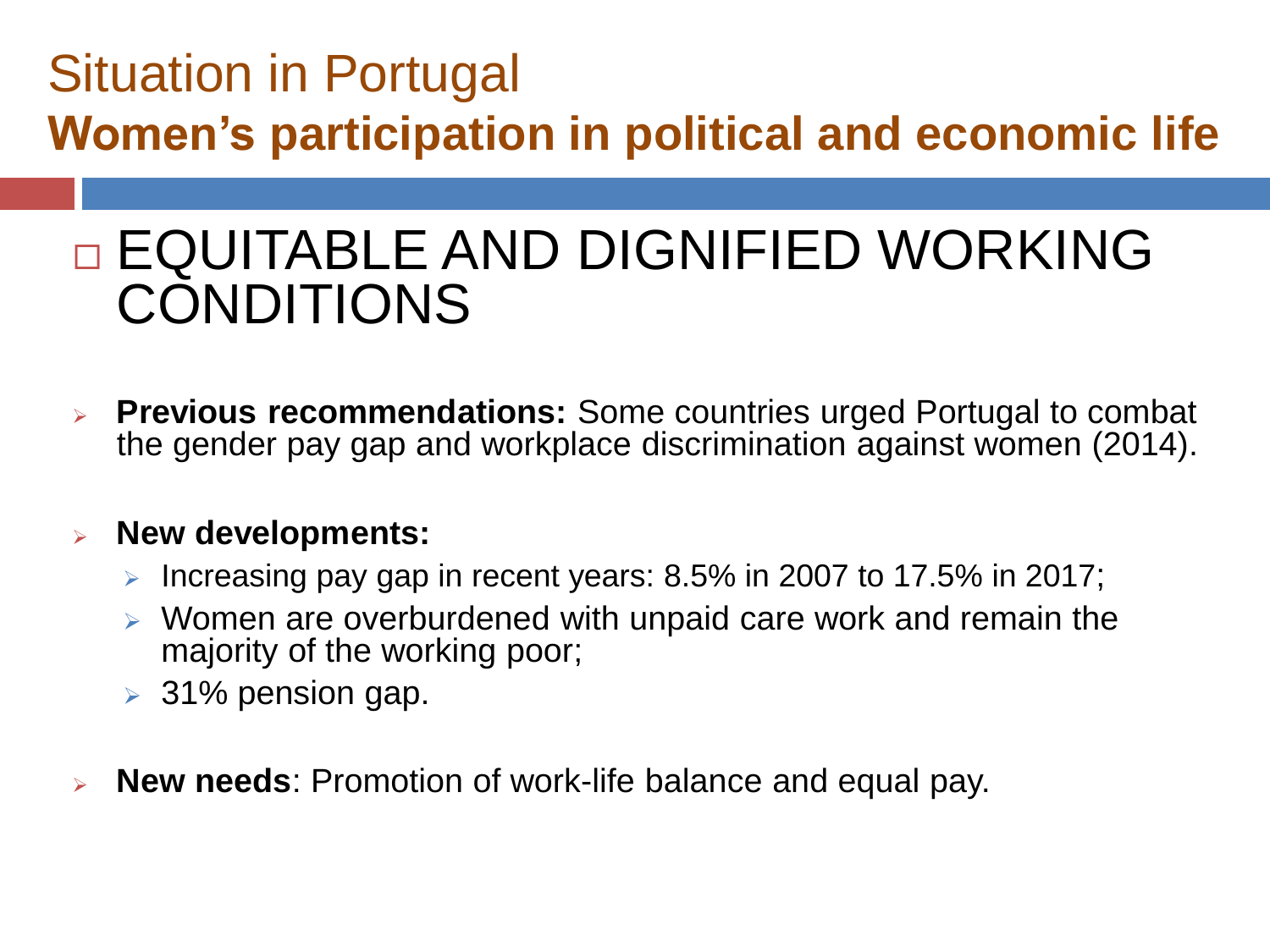# Situation in Portugal

## Women's participation in political and economic life

### EQUITABLE AND DIGNIFIED WORKING CONDITIONS

- **Previous recommendations:** Some countries urged Portugal to combat the gender pay gap and workplace discrimination against women (2014).

- **New developments:**
  - Increasing pay gap in recent years: 8.5% in 2007 to 17.5% in 2017;
  - Women are overburdened with unpaid care work and remain the majority of the working poor;
  - 31% pension gap.

- **New needs**: Promotion of work-life balance and equal pay.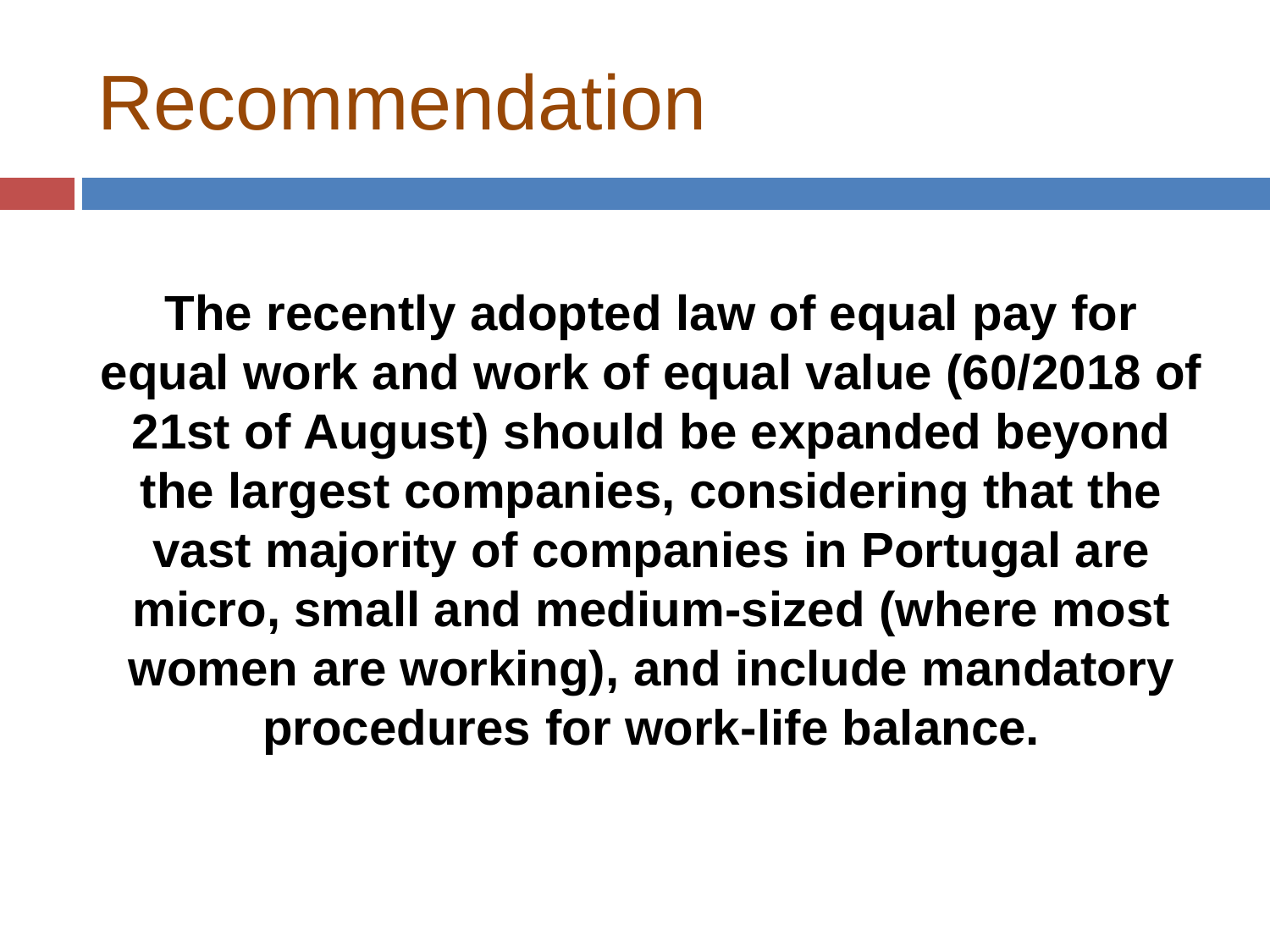# Recommendation

**The recently adopted law of equal pay for equal work and work of equal value (60/2018 of 21st of August) should be expanded beyond the largest companies, considering that the vast majority of companies in Portugal are micro, small and medium-sized (where most women are working), and include mandatory procedures for work-life balance.**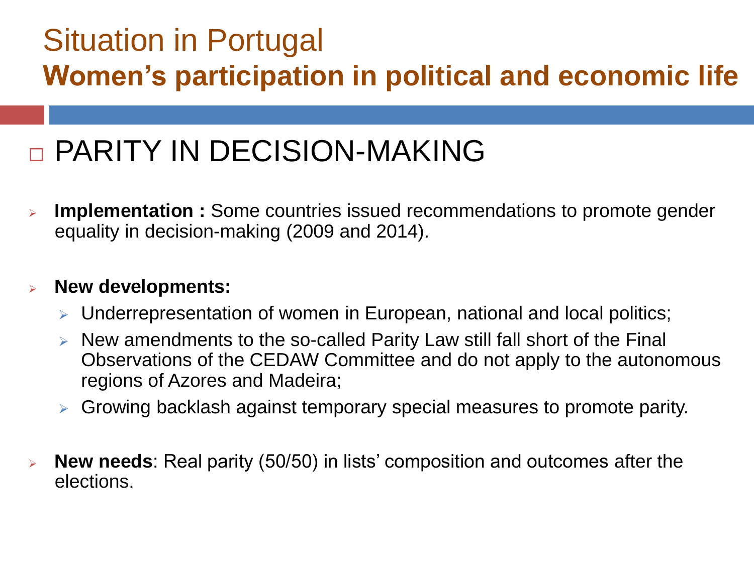# Situation in Portugal

## Women's participation in political and economic life

### PARITY IN DECISION-MAKING

- **Implementation :** Some countries issued recommendations to promote gender equality in decision-making (2009 and 2014).

- **New developments:**
  - Underrepresentation of women in European, national and local politics;
  - New amendments to the so-called Parity Law still fall short of the Final Observations of the CEDAW Committee and do not apply to the autonomous regions of Azores and Madeira;
  - Growing backlash against temporary special measures to promote parity.

- **New needs**: Real parity (50/50) in lists' composition and outcomes after the elections.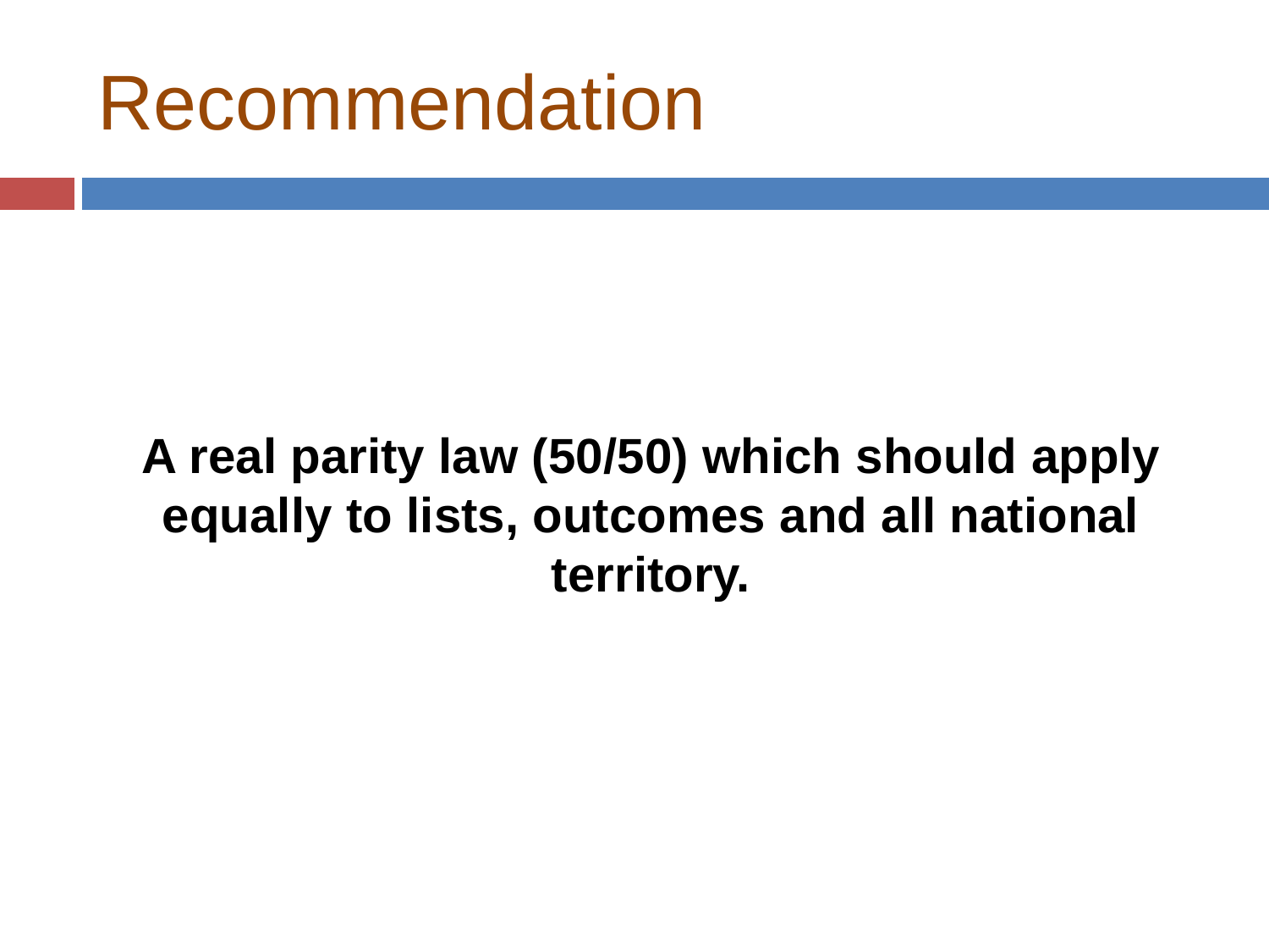# Recommendation

**A real parity law (50/50) which should apply equally to lists, outcomes and all national territory.**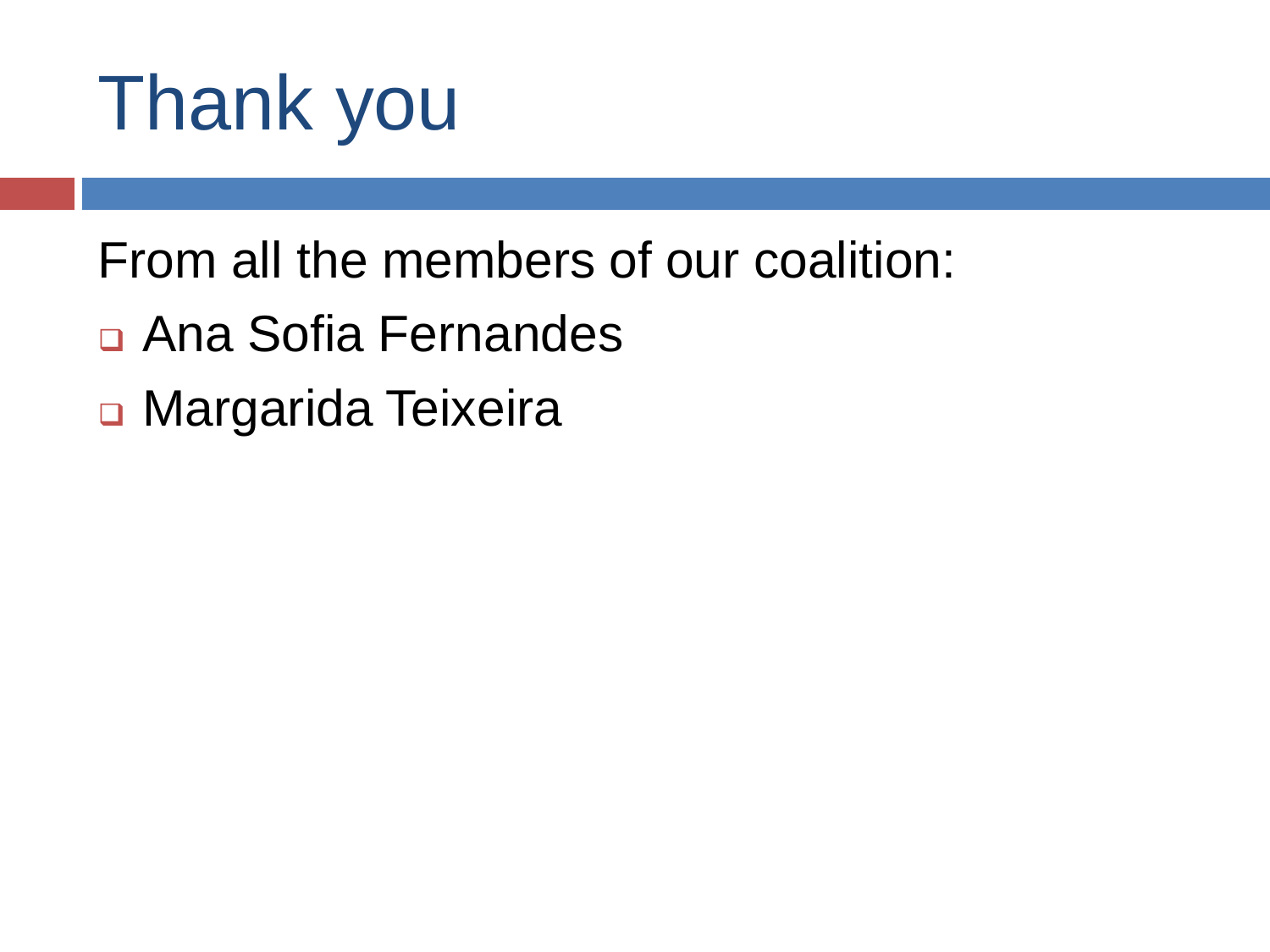# Thank you

From all the members of our coalition:

- Ana Sofia Fernandes
- Margarida Teixeira